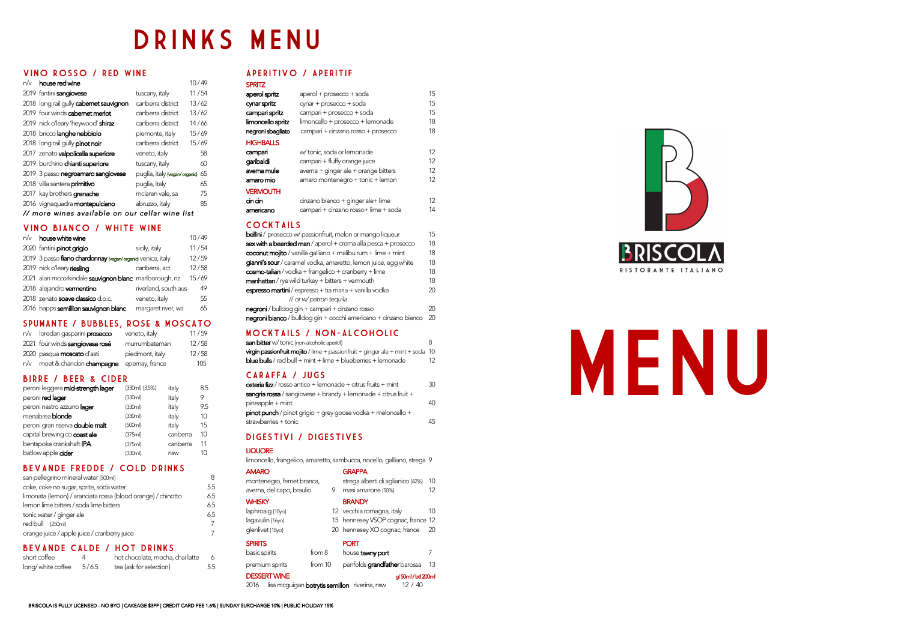# DRINKS MENU

## VINO ROSSO / RED WINE

| | | | |
|---|---|---|---|
| n/v | **house red wine** | | 10 / 49 |
| 2019 | fantini **sangiovese** | tuscany, italy | 11 / 54 |
| 2018 | long rail gully **cabernet sauvignon** | canberra district | 13 / 62 |
| 2019 | four winds **cabernet merlot** | canberra district | 13 / 62 |
| 2019 | nick o'leary 'heywood' **shiraz** | canberra district | 14 / 66 |
| 2018 | bricco **langhe nebbiolo** | piemonte, italy | 15 / 69 |
| 2018 | long rail gully **pinot noir** | canberra district | 15 / 69 |
| 2017 | zenato **valpolicella superiore** | veneto, italy | 58 |
| 2019 | burchino **chianti superiore** | tuscany, italy | 60 |
| 2019 | 3 passo **negroamaro sangiovese** | puglia, italy (vegan/ organic) | 65 |
| 2018 | villa santera **primitivo** | puglia, italy | 65 |
| 2017 | kay brothers **grenache** | mclaren vale, sa | 75 |
| 2016 | vignaquadra **montepulciano** | abruzzo, italy | 85 |

*// more wines available on our cellar wine list*

## VINO BIANCO / WHITE WINE

| | | | |
|---|---|---|---|
| n/v | **house white wine** | | 10 / 49 |
| 2020 | fantini **pinot grigio** | sicily, italy | 11 / 54 |
| 2019 | 3 passo **fiano chardonnay** (vegan/ organic) | venice, italy | 12 / 59 |
| 2019 | nick o'leary **riesling** | canberra, act | 12 / 58 |
| 2021 | alan mccorkindale **sauvignon blanc** | marlborough, nz | 15 / 69 |
| 2018 | alejandro **vermentino** | riverland, south aus | 49 |
| 2018 | zenato **soave classico** d.o.c. | veneto, italy | 55 |
| 2016 | happs **semillion sauvignon blanc** | margaret river, wa | 65 |

## SPUMANTE / BUBBLES, ROSE & MOSCATO

| | | | |
|---|---|---|---|
| n/v | loredan gasparini **prosecco** | veneto, italy | 11 / 59 |
| 2021 | four winds **sangiovese rosé** | murrumbateman | 12 / 58 |
| 2020 | pasqua **moscato** d'asti | piedmont, italy | 12 / 58 |
| n/v | moet & chandon **champagne** | epernay, france | 105 |

## BIRRE / BEER & CIDER

| | | | |
|---|---|---|---|
| peroni leggera **mid-strength lager** | (330ml) (3.5%) | italy | 8.5 |
| peroni **red lager** | (330ml) | italy | 9 |
| peroni nastro azzurro **lager** | (330ml) | italy | 9.5 |
| menabrea **blonde** | (330ml) | italy | 10 |
| peroni gran riserva **double malt** | (500ml) | italy | 15 |
| capital brewing co **coast ale** | (375ml) | canberra | 10 |
| bentspoke crankshaft **IPA** | (375ml) | canberra | 11 |
| batlow apple **cider** | (330ml) | nsw | 10 |

## BEVANDE FREDDE / COLD DRINKS

| | |
|---|---|
| san pellegrino mineral water (500ml) | 8 |
| coke, coke no sugar, sprite, soda water | 5.5 |
| limonata (lemon) / aranciata rossa (blood orange) / chinotto | 6.5 |
| lemon lime bitters / soda lime bitters | 6.5 |
| tonic water / ginger ale | 6.5 |
| red bull (250ml) | 7 |
| orange juice / apple juice / cranberry juice | 7 |

## BEVANDE CALDE / HOT DRINKS

| | | | |
|---|---|---|---|
| short coffee | 4 | hot chocolate, mocha, chai latte | 6 |
| long/ white coffee | 5 / 6.5 | tea (ask for selection) | 5.5 |

## APERITIVO / APERITIF

### SPRITZ

| | | |
|---|---|---|
| **aperol spritz** | aperol + prosecco + soda | 15 |
| **cynar spritz** | cynar + prosecco + soda | 15 |
| **campari spritz** | campari + prosecco + soda | 15 |
| **limoncello spritz** | limoncello + prosecco + lemonade | 18 |
| **negroni sbagliato** | campari + cinzano rosso + prosecco | 18 |

### HIGHBALLS

| | | |
|---|---|---|
| **campari** | w/ tonic, soda or lemonade | 12 |
| **garibaldi** | campari + fluffy orange juice | 12 |
| **averna mule** | averna + ginger ale + orange bitters | 12 |
| **amaro mio** | amaro montenegro + tonic + lemon | 12 |

### VERMOUTH

| | | |
|---|---|---|
| **cin cin** | cinzano bianco + ginger ale+ lime | 12 |
| **americano** | campari + cinzano rosso+ lime + soda | 14 |

## COCKTAILS

| | |
|---|---|
| **bellini** / prosecco w/ passionfruit, melon or mango liqueur | 15 |
| **sex with a bearded man** / aperol + crema alla pesca + prosecco | 18 |
| **coconut mojito** / vanilla galliano + malibu rum + lime + mint | 18 |
| **gianni's sour** / caramel vodka, amaretto, lemon juice, egg white | 18 |
| **cosmo-talian** / vodka + frangelico + cranberry + lime | 18 |
| **manhattan** / rye wild turkey + bitters + vermouth | 18 |
| **espresso martini** / espresso + tia maria + vanilla vodka *// or w/ patron tequila* | 20 |
| **negroni** / bulldog gin + campari + cinzano rosso | 20 |
| **negroni bianco** / bulldog gin + cocchi americano + cinzano bianco | 20 |

## MOCKTAILS / NON-ALCOHOLIC

| | |
|---|---|
| **san bitter** w/ tonic (non-alcoholic aperitif) | 8 |
| **virgin passionfruit mojito** / lime + passionfruit + ginger ale + mint + soda | 10 |
| **blue bulls** / red bull + mint + lime + blueberries + lemonade | 12 |

## CARAFFA / JUGS

| | |
|---|---|
| **osteria fizz** / rosso antico + lemonade + citrus fruits + mint | 30 |
| **sangria rossa** / sangiovese + brandy + lemonade + citrus fruit + pineapple + mint | 40 |
| **pinot punch** / pinot grigio + grey goose vodka + meloncello + strawberries + tonic | 45 |

## DIGESTIVI / DIGESTIVES

### LIQUORE

limoncello, frangelico, amaretto, sambucca, nocello, galliano, strega 9

### AMARO

montenegro, fernet branca, averna, del capo, braulio 9

### GRAPPA

| | |
|---|---|
| strega alberti di aglianico (42%) | 10 |
| masi amarone (50%) | 12 |

### WHISKY

| | |
|---|---|
| laphroaig (10yo) | 12 |
| lagavulin (16yo) | 15 |
| glenlivet (18yo) | 20 |

### BRANDY

| | |
|---|---|
| vecchia romagna, italy | 10 |
| hennesey VSOP cognac, france | 12 |
| hennesey XO cognac, france | 20 |

### SPIRITS

| | |
|---|---|
| basic spirits | from 8 |
| premium spirits | from 10 |

### PORT

| | |
|---|---|
| house **tawny port** | 7 |
| penfolds **grandfather** barossa | 13 |

### DESSERT WINE

gl 50ml / btl 200ml

| | | |
|---|---|---|
| 2016 | lisa mcguigan **botrytis semillon** riverina, nsw | 12 / 40 |

BRISCOLA IS FULLY LICENSED - NO BYO | CAKEAGE $3PP | CREDIT CARD FEE 1.6% | SUNDAY SURCHARGE 10% | PUBLIC HOLIDAY 15%

BRISCOLA
RISTORANTE ITALIANO

# MENU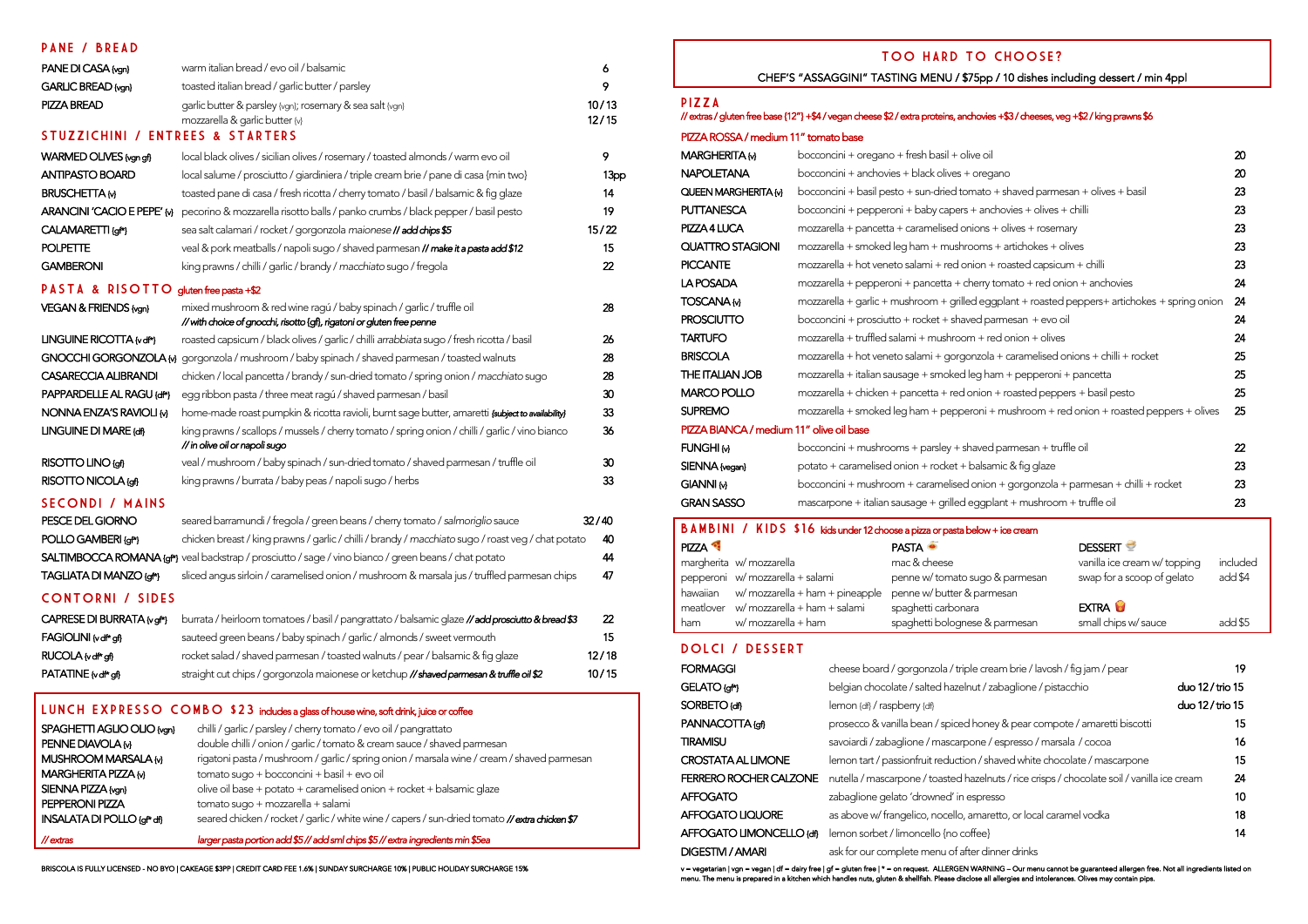## PANE / BREAD

| | | |
|---|---|---|
| PANE DI CASA (vgn) | warm italian bread / evo oil / balsamic | 6 |
| GARLIC BREAD (vgn) | toasted italian bread / garlic butter / parsley | 9 |
| PIZZA BREAD | garlic butter & parsley (vgn); rosemary & sea salt (vgn)<br>mozzarella & garlic butter (v) | 10 / 13<br>12 / 15 |

## STUZZICHINI / ENTREES & STARTERS

| | | |
|---|---|---|
| WARMED OLIVES (vgn gf) | local black olives / sicilian olives / rosemary / toasted almonds / warm evo oil | 9 |
| ANTIPASTO BOARD | local salume / prosciutto / giardiniera / triple cream brie / pane di casa (min two) | 13pp |
| BRUSCHETTA (v) | toasted pane di casa / fresh ricotta / cherry tomato / basil / balsamic & fig glaze | 14 |
| ARANCINI 'CACIO E PEPE' (v) | pecorino & mozzarella risotto balls / panko crumbs / black pepper / basil pesto | 19 |
| CALAMARETTI (gf*) | sea salt calamari / rocket / gorgonzola *maionese* **// add chips $5** | 15 / 22 |
| POLPETTE | veal & pork meatballs / napoli sugo / shaved parmesan **// make it a pasta add $12** | 15 |
| GAMBERONI | king prawns / chilli / garlic / brandy / *macchiato* sugo / fregola | 22 |

## PASTA & RISOTTO gluten free pasta +$2

| | | |
|---|---|---|
| VEGAN & FRIENDS (vgn) | mixed mushroom & red wine ragú / baby spinach / garlic / truffle oil<br>**// with choice of gnocchi, risotto (gf), rigatoni or gluten free penne** | 28 |
| LINGUINE RICOTTA (v df*) | roasted capsicum / black olives / garlic / chilli *arrabbiata* sugo / fresh ricotta / basil | 26 |
| GNOCCHI GORGONZOLA (v) | gorgonzola / mushroom / baby spinach / shaved parmesan / toasted walnuts | 28 |
| CASARECCIA ALIBRANDI | chicken / local pancetta / brandy / sun-dried tomato / spring onion / *macchiato* sugo | 28 |
| PAPPARDELLE AL RAGU (df*) | egg ribbon pasta / three meat ragú / shaved parmesan / basil | 30 |
| NONNA ENZA'S RAVIOLI (v) | home-made roast pumpkin & ricotta ravioli, burnt sage butter, amaretti (subject to availability) | 33 |
| LINGUINE DI MARE (df) | king prawns / scallops / mussels / cherry tomato / spring onion / chilli / garlic / vino bianco<br>**// in olive oil or napoli sugo** | 36 |
| RISOTTO LINO (gf) | veal / mushroom / baby spinach / sun-dried tomato / shaved parmesan / truffle oil | 30 |
| RISOTTO NICOLA (gf) | king prawns / burrata / baby peas / napoli sugo / herbs | 33 |

## SECONDI / MAINS

| | | |
|---|---|---|
| PESCE DEL GIORNO | seared barramundi / fregola / green beans / cherry tomato / *salmoriglio* sauce | 32 / 40 |
| POLLO GAMBERI (gf*) | chicken breast / king prawns / garlic / chilli / brandy / *macchiato* sugo / roast veg / chat potato | 40 |
| SALTIMBOCCA ROMANA (gf*) | veal backstrap / prosciutto / sage / vino bianco / green beans / chat potato | 44 |
| TAGLIATA DI MANZO (gf*) | sliced angus sirloin / caramelised onion / mushroom & marsala jus / truffled parmesan chips | 47 |

## CONTORNI / SIDES

| | | |
|---|---|---|
| CAPRESE DI BURRATA (v gf*) | burrata / heirloom tomatoes / basil / pangrattato / balsamic glaze **// add prosciutto & bread $3** | 22 |
| FAGIOLINI (v df* gf) | sauteed green beans / baby spinach / garlic / almonds / sweet vermouth | 15 |
| RUCOLA (v df* gf) | rocket salad / shaved parmesan / toasted walnuts / pear / balsamic & fig glaze | 12 / 18 |
| PATATINE (v df* gf) | straight cut chips / gorgonzola maionese or ketchup **// shaved parmesan & truffle oil $2** | 10 / 15 |

## LUNCH EXPRESSO COMBO $23 includes a glass of house wine, soft drink, juice or coffee

| | |
|---|---|
| SPAGHETTI AGLIO OLIO (vgn) | chilli / garlic / parsley / cherry tomato / evo oil / pangrattato |
| PENNE DIAVOLA (v) | double chilli / onion / garlic / tomato & cream sauce / shaved parmesan |
| MUSHROOM MARSALA (v) | rigatoni pasta / mushroom / garlic / spring onion / marsala wine / cream / shaved parmesan |
| MARGHERITA PIZZA (v) | tomato sugo + bocconcini + basil + evo oil |
| SIENNA PIZZA (vgn) | olive oil base + potato + caramelised onion + rocket + balsamic glaze |
| PEPPERONI PIZZA | tomato sugo + mozzarella + salami |
| INSALATA DI POLLO (gf* df) | seared chicken / rocket / garlic / white wine / capers / sun-dried tomato **// extra chicken $7** |
| *// extras* | *larger pasta portion add $5 // add sml chips $5 // extra ingredients min $5ea* |

BRISCOLA IS FULLY LICENSED - NO BYO | CAKEAGE $3PP | CREDIT CARD FEE 1.6% | SUNDAY SURCHARGE 10% | PUBLIC HOLIDAY SURCHARGE 15%

## TOO HARD TO CHOOSE?

CHEF'S "ASSAGGINI" TASTING MENU / $75pp / 10 dishes including dessert / min 4ppl

## PIZZA

// extras / gluten free base (12") +$4 / vegan cheese $2 / extra proteins, anchovies +$3 / cheeses, veg +$2 / king prawns $6

### PIZZA ROSSA / medium 11" tomato base

| | | |
|---|---|---|
| MARGHERITA (v) | bocconcini + oregano + fresh basil + olive oil | 20 |
| NAPOLETANA | bocconcini + anchovies + black olives + oregano | 20 |
| QUEEN MARGHERITA (v) | bocconcini + basil pesto + sun-dried tomato + shaved parmesan + olives + basil | 23 |
| PUTTANESCA | bocconcini + pepperoni + baby capers + anchovies + olives + chilli | 23 |
| PIZZA 4 LUCA | mozzarella + pancetta + caramelised onions + olives + rosemary | 23 |
| QUATTRO STAGIONI | mozzarella + smoked leg ham + mushrooms + artichokes + olives | 23 |
| PICCANTE | mozzarella + hot veneto salami + red onion + roasted capsicum + chilli | 23 |
| LA POSADA | mozzarella + pepperoni + pancetta + cherry tomato + red onion + anchovies | 24 |
| TOSCANA (v) | mozzarella + garlic + mushroom + grilled eggplant + roasted peppers+ artichokes + spring onion | 24 |
| PROSCIUTTO | bocconcini + prosciutto + rocket + shaved parmesan + evo oil | 24 |
| TARTUFO | mozzarella + truffled salami + mushroom + red onion + olives | 24 |
| BRISCOLA | mozzarella + hot veneto salami + gorgonzola + caramelised onions + chilli + rocket | 25 |
| THE ITALIAN JOB | mozzarella + italian sausage + smoked leg ham + pepperoni + pancetta | 25 |
| MARCO POLLO | mozzarella + chicken + pancetta + red onion + roasted peppers + basil pesto | 25 |
| SUPREMO | mozzarella + smoked leg ham + pepperoni + mushroom + red onion + roasted peppers + olives | 25 |

### PIZZA BIANCA / medium 11" olive oil base

| | | |
|---|---|---|
| FUNGHI (v) | bocconcini + mushrooms + parsley + shaved parmesan + truffle oil | 22 |
| SIENNA (vegan) | potato + caramelised onion + rocket + balsamic & fig glaze | 23 |
| GIANNI (v) | bocconcini + mushroom + caramelised onion + gorgonzola + parmesan + chilli + rocket | 23 |
| GRAN SASSO | mascarpone + italian sausage + grilled eggplant + mushroom + truffle oil | 23 |

## BAMBINI / KIDS $16 kids under 12 choose a pizza or pasta below + ice cream

**PIZZA**
- margherita w/ mozzarella
- pepperoni w/ mozzarella + salami
- hawaiian w/ mozzarella + ham + pineapple
- meatlover w/ mozzarella + ham + salami
- ham w/ mozzarella + ham

**PASTA**
- mac & cheese
- penne w/ tomato sugo & parmesan
- penne w/ butter & parmesan
- spaghetti carbonara
- spaghetti bolognese & parmesan

**DESSERT**
- vanilla ice cream w/ topping — included
- swap for a scoop of gelato — add $4

**EXTRA**
- small chips w/ sauce — add $5

## DOLCI / DESSERT

| | | |
|---|---|---|
| FORMAGGI | cheese board / gorgonzola / triple cream brie / lavosh / fig jam / pear | 19 |
| GELATO (gf*) | belgian chocolate / salted hazelnut / zabaglione / pistacchio | duo 12 / trio 15 |
| SORBETO (df) | lemon (df) / raspberry (df) | duo 12 / trio 15 |
| PANNACOTTA (gf) | prosecco & vanilla bean / spiced honey & pear compote / amaretti biscotti | 15 |
| TIRAMISU | savoiardi / zabaglione / mascarpone / espresso / marsala / cocoa | 16 |
| CROSTATA AL LIMONE | lemon tart / passionfruit reduction / shaved white chocolate / mascarpone | 15 |
| FERRERO ROCHER CALZONE | nutella / mascarpone / toasted hazelnuts / rice crisps / chocolate soil / vanilla ice cream | 24 |
| AFFOGATO | zabaglione gelato 'drowned' in espresso | 10 |
| AFFOGATO LIQUORE | as above w/ frangelico, nocello, amaretto, or local caramel vodka | 18 |
| AFFOGATO LIMONCELLO (df) | lemon sorbet / limoncello (no coffee) | 14 |
| DIGESTIVI / AMARI | ask for our complete menu of after dinner drinks | |

v = vegetarian | vgn = vegan | df = dairy free | gf = gluten free | * = on request. ALLERGEN WARNING – Our menu cannot be guaranteed allergen free. Not all ingredients listed on menu. The menu is prepared in a kitchen which handles nuts, gluten & shellfish. Please disclose all allergies and intolerances. Olives may contain pips.